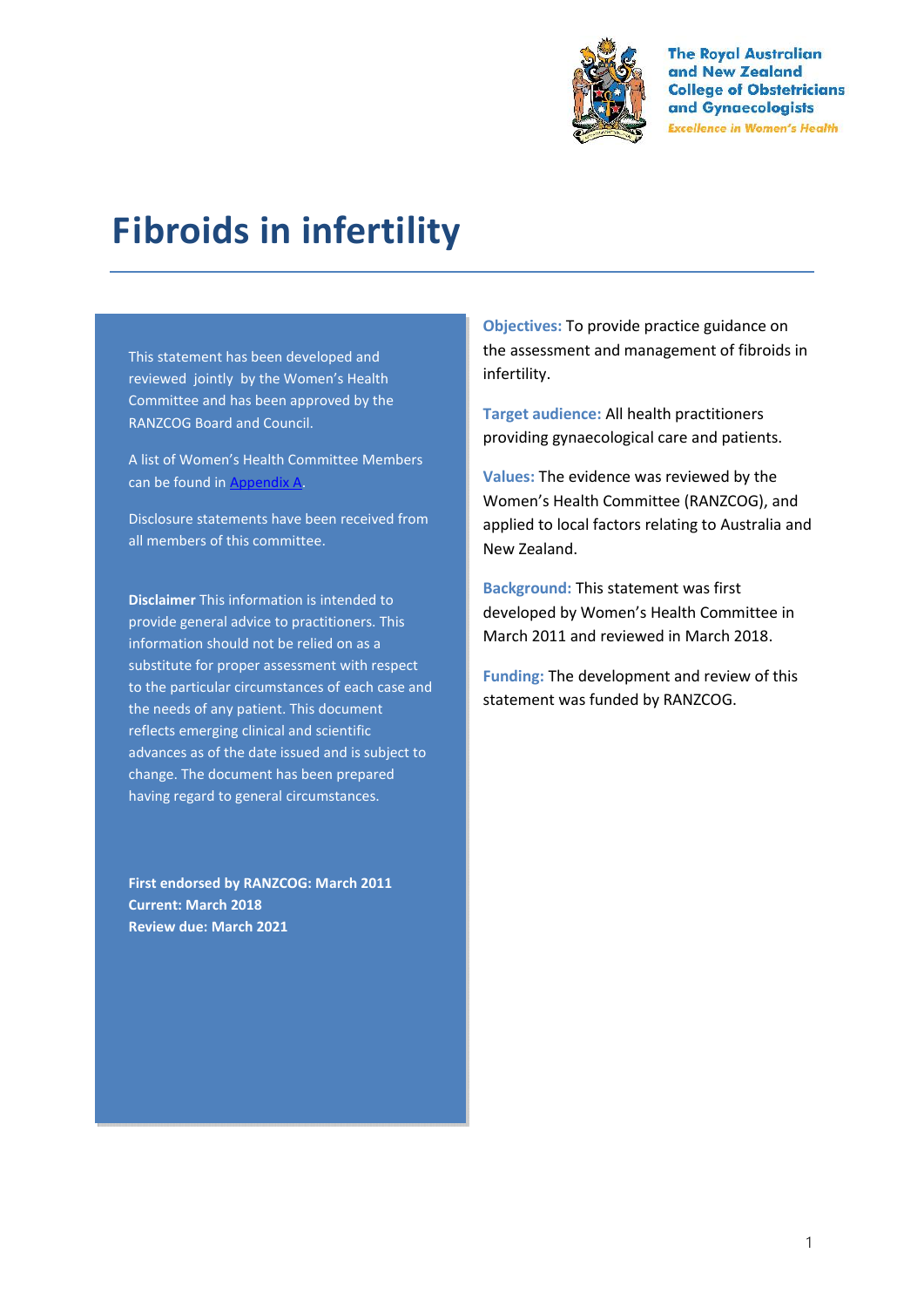The Royal Australian and New Zealand College of Obstetricians and Gynaecologists
*Excellence in Women's Health*

# Fibroids in infertility

This statement has been developed and reviewed jointly by the Women's Health Committee and has been approved by the RANZCOG Board and Council.

A list of Women's Health Committee Members can be found in Appendix A.

Disclosure statements have been received from all members of this committee.

**Disclaimer** This information is intended to provide general advice to practitioners. This information should not be relied on as a substitute for proper assessment with respect to the particular circumstances of each case and the needs of any patient. This document reflects emerging clinical and scientific advances as of the date issued and is subject to change. The document has been prepared having regard to general circumstances.

**First endorsed by RANZCOG: March 2011**
**Current: March 2018**
**Review due: March 2021**

**Objectives:** To provide practice guidance on the assessment and management of fibroids in infertility.

**Target audience:** All health practitioners providing gynaecological care and patients.

**Values:** The evidence was reviewed by the Women's Health Committee (RANZCOG), and applied to local factors relating to Australia and New Zealand.

**Background:** This statement was first developed by Women's Health Committee in March 2011 and reviewed in March 2018.

**Funding:** The development and review of this statement was funded by RANZCOG.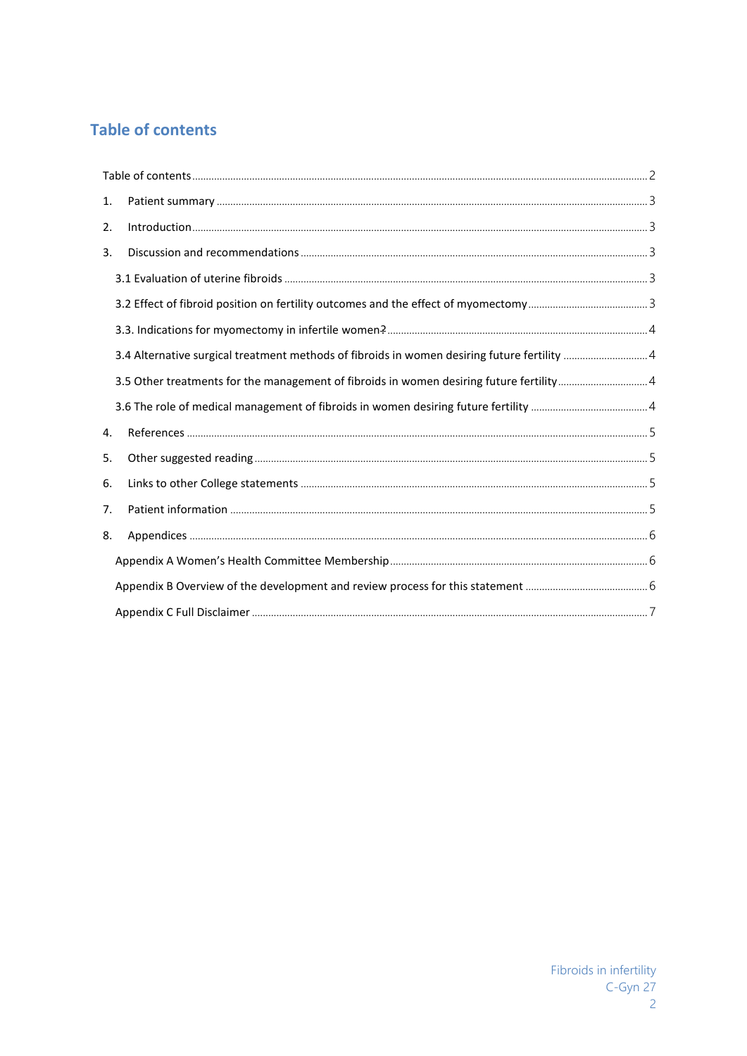## Table of contents

Table of contents ..... 2

1. Patient summary ..... 3
2. Introduction ..... 3
3. Discussion and recommendations ..... 3
   - 3.1 Evaluation of uterine fibroids ..... 3
   - 3.2 Effect of fibroid position on fertility outcomes and the effect of myomectomy ..... 3
   - 3.3. Indications for myomectomy in infertile women? ..... 4
   - 3.4 Alternative surgical treatment methods of fibroids in women desiring future fertility ..... 4
   - 3.5 Other treatments for the management of fibroids in women desiring future fertility ..... 4
   - 3.6 The role of medical management of fibroids in women desiring future fertility ..... 4
4. References ..... 5
5. Other suggested reading ..... 5
6. Links to other College statements ..... 5
7. Patient information ..... 5
8. Appendices ..... 6
   - Appendix A Women's Health Committee Membership ..... 6
   - Appendix B Overview of the development and review process for this statement ..... 6
   - Appendix C Full Disclaimer ..... 7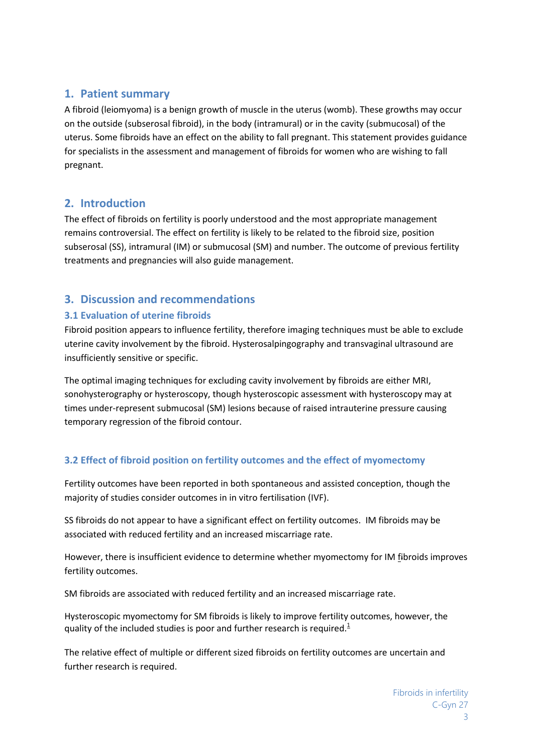## 1. Patient summary

A fibroid (leiomyoma) is a benign growth of muscle in the uterus (womb). These growths may occur on the outside (subserosal fibroid), in the body (intramural) or in the cavity (submucosal) of the uterus. Some fibroids have an effect on the ability to fall pregnant. This statement provides guidance for specialists in the assessment and management of fibroids for women who are wishing to fall pregnant.

## 2. Introduction

The effect of fibroids on fertility is poorly understood and the most appropriate management remains controversial. The effect on fertility is likely to be related to the fibroid size, position subserosal (SS), intramural (IM) or submucosal (SM) and number. The outcome of previous fertility treatments and pregnancies will also guide management.

## 3. Discussion and recommendations

### 3.1 Evaluation of uterine fibroids

Fibroid position appears to influence fertility, therefore imaging techniques must be able to exclude uterine cavity involvement by the fibroid. Hysterosalpingography and transvaginal ultrasound are insufficiently sensitive or specific.

The optimal imaging techniques for excluding cavity involvement by fibroids are either MRI, sonohysterography or hysteroscopy, though hysteroscopic assessment with hysteroscopy may at times under-represent submucosal (SM) lesions because of raised intrauterine pressure causing temporary regression of the fibroid contour.

### 3.2 Effect of fibroid position on fertility outcomes and the effect of myomectomy

Fertility outcomes have been reported in both spontaneous and assisted conception, though the majority of studies consider outcomes in in vitro fertilisation (IVF).

SS fibroids do not appear to have a significant effect on fertility outcomes. IM fibroids may be associated with reduced fertility and an increased miscarriage rate.

However, there is insufficient evidence to determine whether myomectomy for IM fibroids improves fertility outcomes.

SM fibroids are associated with reduced fertility and an increased miscarriage rate.

Hysteroscopic myomectomy for SM fibroids is likely to improve fertility outcomes, however, the quality of the included studies is poor and further research is required.[1]

The relative effect of multiple or different sized fibroids on fertility outcomes are uncertain and further research is required.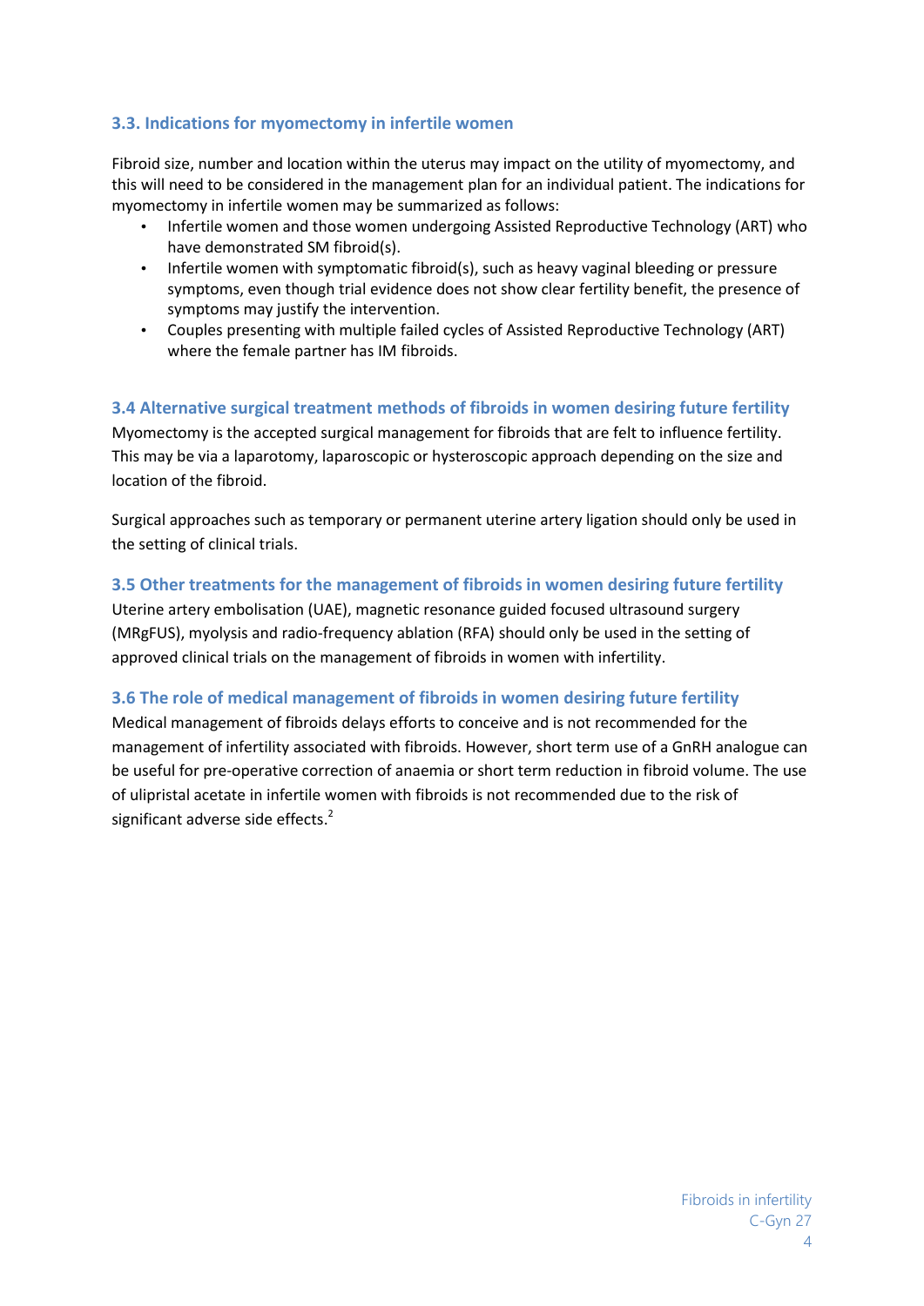### 3.3. Indications for myomectomy in infertile women

Fibroid size, number and location within the uterus may impact on the utility of myomectomy, and this will need to be considered in the management plan for an individual patient. The indications for myomectomy in infertile women may be summarized as follows:

- Infertile women and those women undergoing Assisted Reproductive Technology (ART) who have demonstrated SM fibroid(s).
- Infertile women with symptomatic fibroid(s), such as heavy vaginal bleeding or pressure symptoms, even though trial evidence does not show clear fertility benefit, the presence of symptoms may justify the intervention.
- Couples presenting with multiple failed cycles of Assisted Reproductive Technology (ART) where the female partner has IM fibroids.

### 3.4 Alternative surgical treatment methods of fibroids in women desiring future fertility

Myomectomy is the accepted surgical management for fibroids that are felt to influence fertility. This may be via a laparotomy, laparoscopic or hysteroscopic approach depending on the size and location of the fibroid.

Surgical approaches such as temporary or permanent uterine artery ligation should only be used in the setting of clinical trials.

### 3.5 Other treatments for the management of fibroids in women desiring future fertility

Uterine artery embolisation (UAE), magnetic resonance guided focused ultrasound surgery (MRgFUS), myolysis and radio-frequency ablation (RFA) should only be used in the setting of approved clinical trials on the management of fibroids in women with infertility.

### 3.6 The role of medical management of fibroids in women desiring future fertility

Medical management of fibroids delays efforts to conceive and is not recommended for the management of infertility associated with fibroids. However, short term use of a GnRH analogue can be useful for pre-operative correction of anaemia or short term reduction in fibroid volume. The use of ulipristal acetate in infertile women with fibroids is not recommended due to the risk of significant adverse side effects.[2]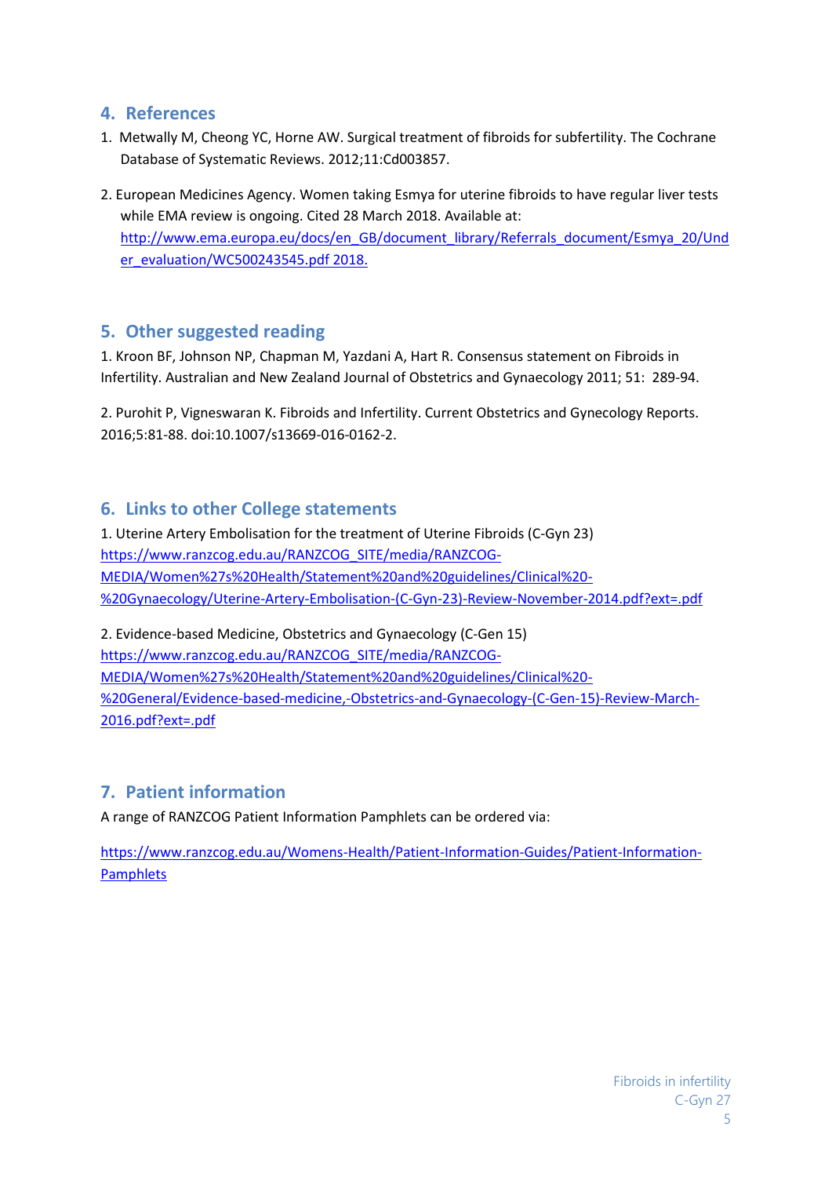## 4. References

1. Metwally M, Cheong YC, Horne AW. Surgical treatment of fibroids for subfertility. The Cochrane Database of Systematic Reviews. 2012;11:Cd003857.

2. European Medicines Agency. Women taking Esmya for uterine fibroids to have regular liver tests while EMA review is ongoing. Cited 28 March 2018. Available at: http://www.ema.europa.eu/docs/en_GB/document_library/Referrals_document/Esmya_20/Under_evaluation/WC500243545.pdf 2018.

## 5. Other suggested reading

1. Kroon BF, Johnson NP, Chapman M, Yazdani A, Hart R. Consensus statement on Fibroids in Infertility. Australian and New Zealand Journal of Obstetrics and Gynaecology 2011; 51: 289-94.

2. Purohit P, Vigneswaran K. Fibroids and Infertility. Current Obstetrics and Gynecology Reports. 2016;5:81-88. doi:10.1007/s13669-016-0162-2.

## 6. Links to other College statements

1. Uterine Artery Embolisation for the treatment of Uterine Fibroids (C-Gyn 23)
https://www.ranzcog.edu.au/RANZCOG_SITE/media/RANZCOG-MEDIA/Women%27s%20Health/Statement%20and%20guidelines/Clinical%20-%20Gynaecology/Uterine-Artery-Embolisation-(C-Gyn-23)-Review-November-2014.pdf?ext=.pdf

2. Evidence-based Medicine, Obstetrics and Gynaecology (C-Gen 15)
https://www.ranzcog.edu.au/RANZCOG_SITE/media/RANZCOG-MEDIA/Women%27s%20Health/Statement%20and%20guidelines/Clinical%20-%20General/Evidence-based-medicine,-Obstetrics-and-Gynaecology-(C-Gen-15)-Review-March-2016.pdf?ext=.pdf

## 7. Patient information

A range of RANZCOG Patient Information Pamphlets can be ordered via:

https://www.ranzcog.edu.au/Womens-Health/Patient-Information-Guides/Patient-Information-Pamphlets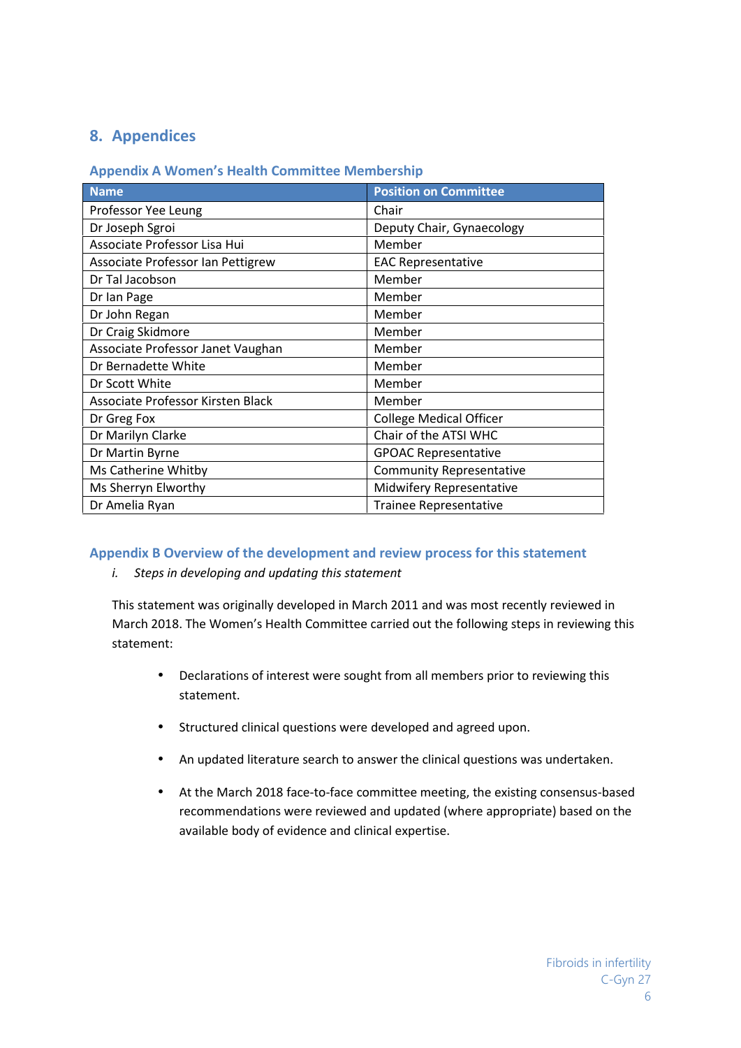## 8. Appendices

### Appendix A Women's Health Committee Membership

| Name | Position on Committee |
|---|---|
| Professor Yee Leung | Chair |
| Dr Joseph Sgroi | Deputy Chair, Gynaecology |
| Associate Professor Lisa Hui | Member |
| Associate Professor Ian Pettigrew | EAC Representative |
| Dr Tal Jacobson | Member |
| Dr Ian Page | Member |
| Dr John Regan | Member |
| Dr Craig Skidmore | Member |
| Associate Professor Janet Vaughan | Member |
| Dr Bernadette White | Member |
| Dr Scott White | Member |
| Associate Professor Kirsten Black | Member |
| Dr Greg Fox | College Medical Officer |
| Dr Marilyn Clarke | Chair of the ATSI WHC |
| Dr Martin Byrne | GPOAC Representative |
| Ms Catherine Whitby | Community Representative |
| Ms Sherryn Elworthy | Midwifery Representative |
| Dr Amelia Ryan | Trainee Representative |

### Appendix B Overview of the development and review process for this statement

i. *Steps in developing and updating this statement*

This statement was originally developed in March 2011 and was most recently reviewed in March 2018. The Women's Health Committee carried out the following steps in reviewing this statement:

- Declarations of interest were sought from all members prior to reviewing this statement.
- Structured clinical questions were developed and agreed upon.
- An updated literature search to answer the clinical questions was undertaken.
- At the March 2018 face-to-face committee meeting, the existing consensus-based recommendations were reviewed and updated (where appropriate) based on the available body of evidence and clinical expertise.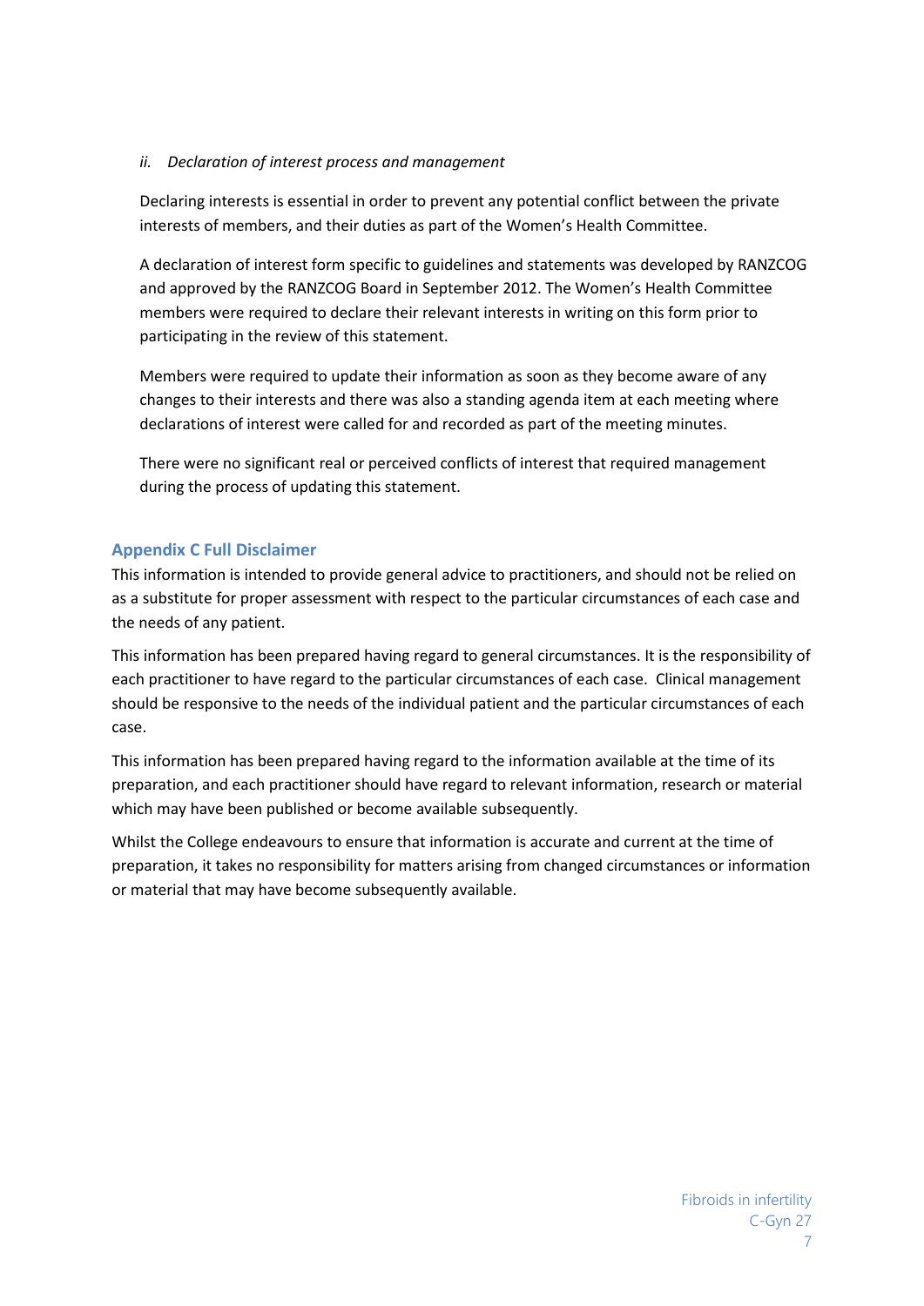*ii. Declaration of interest process and management*

Declaring interests is essential in order to prevent any potential conflict between the private interests of members, and their duties as part of the Women's Health Committee.

A declaration of interest form specific to guidelines and statements was developed by RANZCOG and approved by the RANZCOG Board in September 2012. The Women's Health Committee members were required to declare their relevant interests in writing on this form prior to participating in the review of this statement.

Members were required to update their information as soon as they become aware of any changes to their interests and there was also a standing agenda item at each meeting where declarations of interest were called for and recorded as part of the meeting minutes.

There were no significant real or perceived conflicts of interest that required management during the process of updating this statement.

## Appendix C Full Disclaimer

This information is intended to provide general advice to practitioners, and should not be relied on as a substitute for proper assessment with respect to the particular circumstances of each case and the needs of any patient.

This information has been prepared having regard to general circumstances. It is the responsibility of each practitioner to have regard to the particular circumstances of each case. Clinical management should be responsive to the needs of the individual patient and the particular circumstances of each case.

This information has been prepared having regard to the information available at the time of its preparation, and each practitioner should have regard to relevant information, research or material which may have been published or become available subsequently.

Whilst the College endeavours to ensure that information is accurate and current at the time of preparation, it takes no responsibility for matters arising from changed circumstances or information or material that may have become subsequently available.